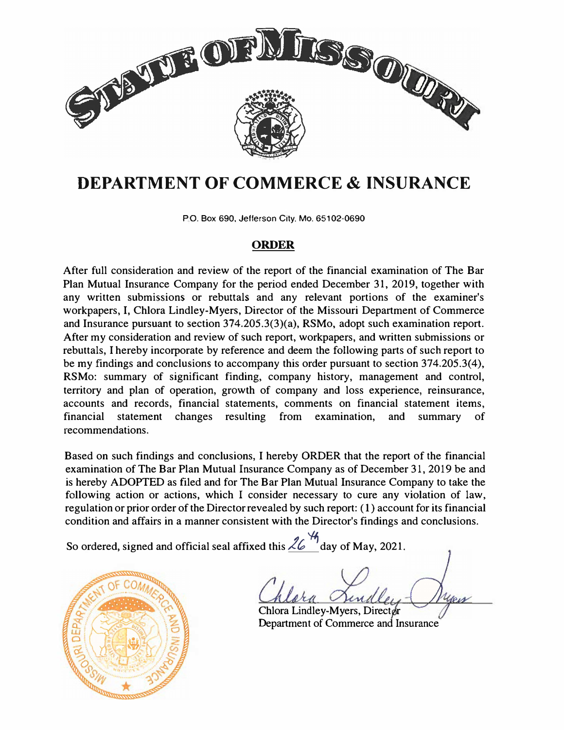# STATE OF MISSOURI

## DEPARTMENT OF COMMERCE & INSURANCE

P.O. Box 690, Jefferson City, Mo. 65102-0690

### ORDER

After full consideration and review of the report of the financial examination of The Bar Plan Mutual Insurance Company for the period ended December 31, 2019, together with any written submissions or rebuttals and any relevant portions of the examiner's workpapers, I, Chlora Lindley-Myers, Director of the Missouri Department of Commerce and Insurance pursuant to section 374.205.3(3)(a), RSMo, adopt such examination report. After my consideration and review of such report, workpapers, and written submissions or rebuttals, I hereby incorporate by reference and deem the following parts of such report to be my findings and conclusions to accompany this order pursuant to section 374.205.3(4), RSMo: summary of significant finding, company history, management and control, territory and plan of operation, growth of company and loss experience, reinsurance, accounts and records, financial statements, comments on financial statement items, financial statement changes resulting from examination, and summary of recommendations.

Based on such findings and conclusions, I hereby ORDER that the report of the financial examination of The Bar Plan Mutual Insurance Company as of December 31, 2019 be and is hereby ADOPTED as filed and for The Bar Plan Mutual Insurance Company to take the following action or actions, which I consider necessary to cure any violation of law, regulation or prior order of the Director revealed by such report: (1) account for its financial condition and affairs in a manner consistent with the Director's findings and conclusions.

So ordered, signed and official seal affixed this 26th day of May, 2021.

Chlora Lindley-Myers, Director
Department of Commerce and Insurance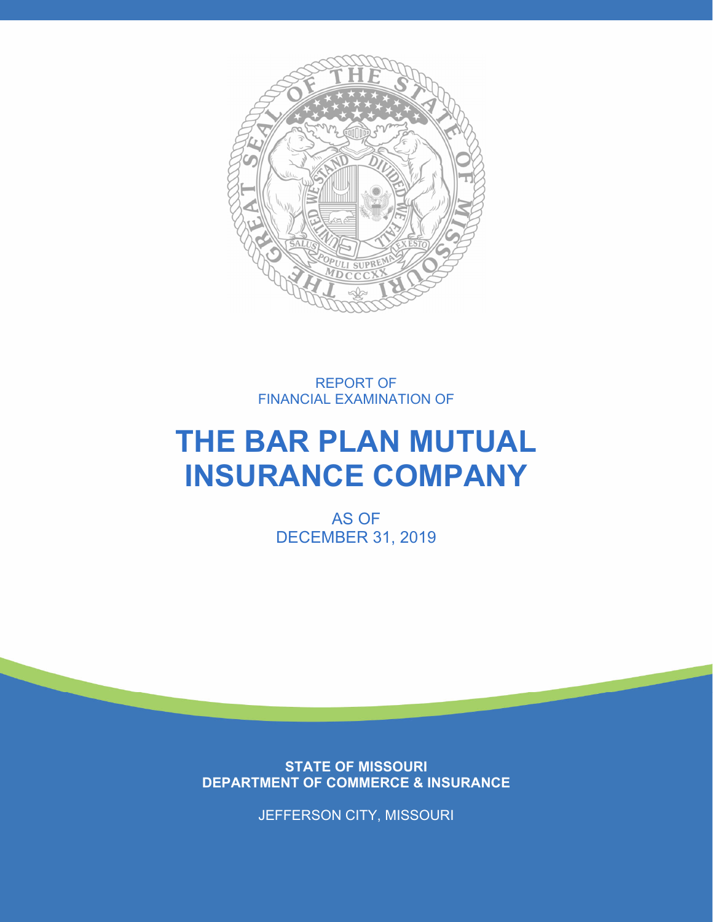REPORT OF
FINANCIAL EXAMINATION OF

# THE BAR PLAN MUTUAL INSURANCE COMPANY

AS OF
DECEMBER 31, 2019

**STATE OF MISSOURI**
**DEPARTMENT OF COMMERCE & INSURANCE**

JEFFERSON CITY, MISSOURI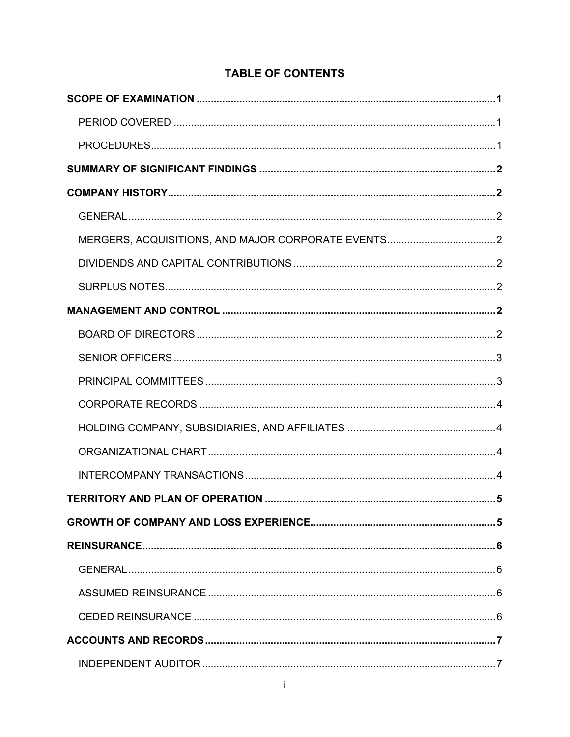## TABLE OF CONTENTS

**SCOPE OF EXAMINATION** ..... **1**

- PERIOD COVERED ..... 1
- PROCEDURES ..... 1

**SUMMARY OF SIGNIFICANT FINDINGS** ..... **2**

**COMPANY HISTORY** ..... **2**

- GENERAL ..... 2
- MERGERS, ACQUISITIONS, AND MAJOR CORPORATE EVENTS ..... 2
- DIVIDENDS AND CAPITAL CONTRIBUTIONS ..... 2
- SURPLUS NOTES ..... 2

**MANAGEMENT AND CONTROL** ..... **2**

- BOARD OF DIRECTORS ..... 2
- SENIOR OFFICERS ..... 3
- PRINCIPAL COMMITTEES ..... 3
- CORPORATE RECORDS ..... 4
- HOLDING COMPANY, SUBSIDIARIES, AND AFFILIATES ..... 4
- ORGANIZATIONAL CHART ..... 4
- INTERCOMPANY TRANSACTIONS ..... 4

**TERRITORY AND PLAN OF OPERATION** ..... **5**

**GROWTH OF COMPANY AND LOSS EXPERIENCE** ..... **5**

**REINSURANCE** ..... **6**

- GENERAL ..... 6
- ASSUMED REINSURANCE ..... 6
- CEDED REINSURANCE ..... 6

**ACCOUNTS AND RECORDS** ..... **7**

- INDEPENDENT AUDITOR ..... 7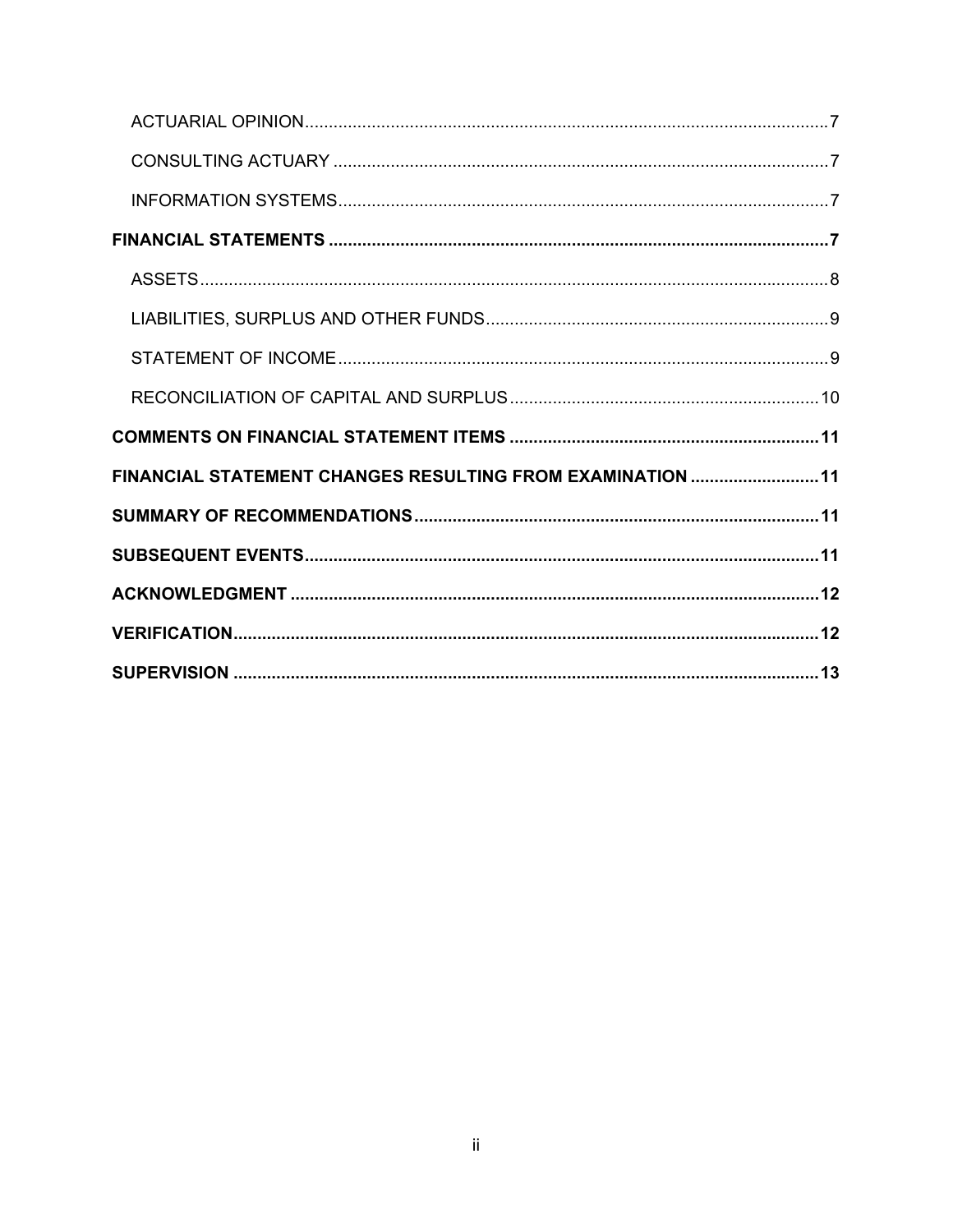ACTUARIAL OPINION ... 7

CONSULTING ACTUARY ... 7

INFORMATION SYSTEMS ... 7

**FINANCIAL STATEMENTS ... 7**

ASSETS ... 8

LIABILITIES, SURPLUS AND OTHER FUNDS ... 9

STATEMENT OF INCOME ... 9

RECONCILIATION OF CAPITAL AND SURPLUS ... 10

**COMMENTS ON FINANCIAL STATEMENT ITEMS ... 11**

**FINANCIAL STATEMENT CHANGES RESULTING FROM EXAMINATION ... 11**

**SUMMARY OF RECOMMENDATIONS ... 11**

**SUBSEQUENT EVENTS ... 11**

**ACKNOWLEDGMENT ... 12**

**VERIFICATION ... 12**

**SUPERVISION ... 13**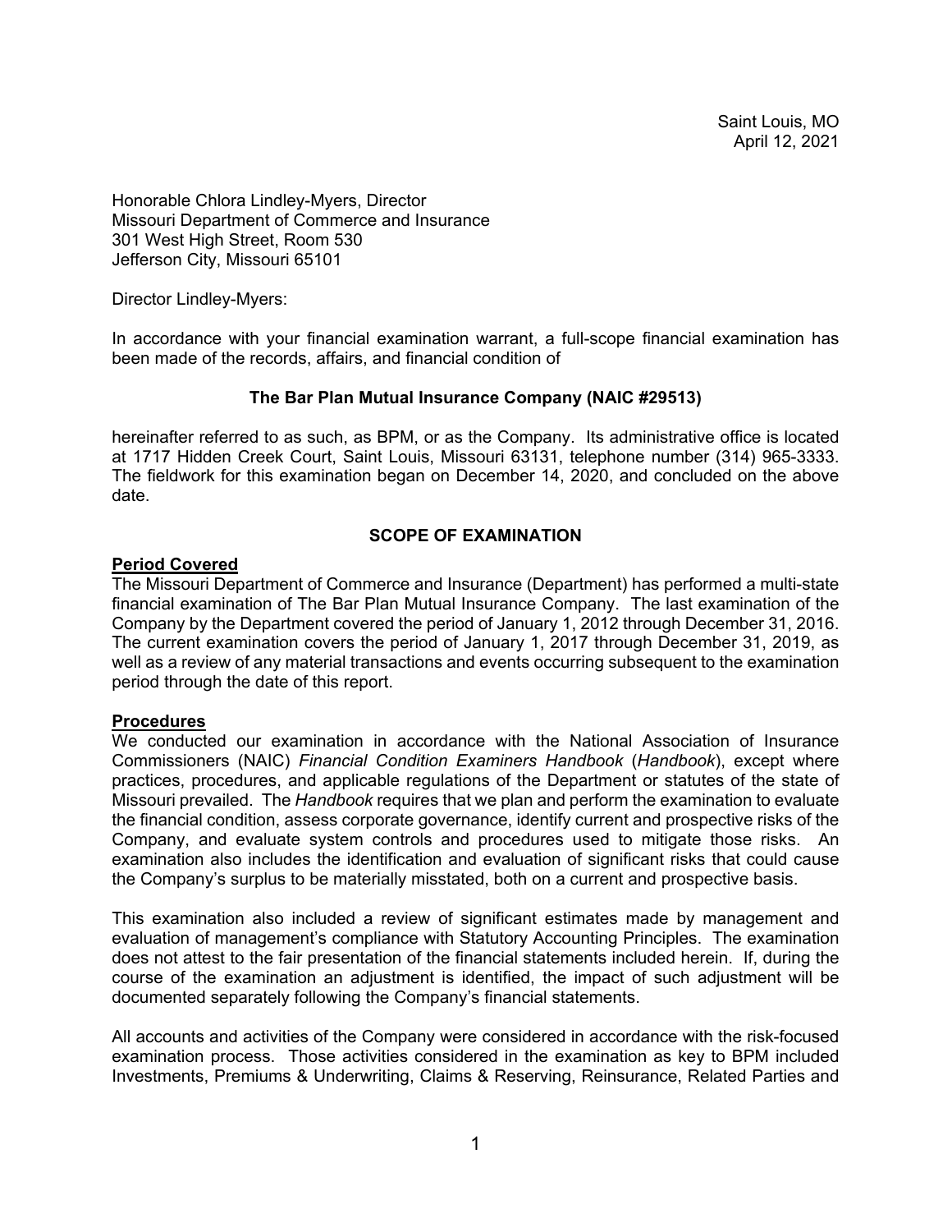Saint Louis, MO
April 12, 2021

Honorable Chlora Lindley-Myers, Director
Missouri Department of Commerce and Insurance
301 West High Street, Room 530
Jefferson City, Missouri 65101

Director Lindley-Myers:

In accordance with your financial examination warrant, a full-scope financial examination has been made of the records, affairs, and financial condition of

**The Bar Plan Mutual Insurance Company (NAIC #29513)**

hereinafter referred to as such, as BPM, or as the Company. Its administrative office is located at 1717 Hidden Creek Court, Saint Louis, Missouri 63131, telephone number (314) 965-3333. The fieldwork for this examination began on December 14, 2020, and concluded on the above date.

## SCOPE OF EXAMINATION

### Period Covered

The Missouri Department of Commerce and Insurance (Department) has performed a multi-state financial examination of The Bar Plan Mutual Insurance Company. The last examination of the Company by the Department covered the period of January 1, 2012 through December 31, 2016. The current examination covers the period of January 1, 2017 through December 31, 2019, as well as a review of any material transactions and events occurring subsequent to the examination period through the date of this report.

### Procedures

We conducted our examination in accordance with the National Association of Insurance Commissioners (NAIC) *Financial Condition Examiners Handbook* (*Handbook*), except where practices, procedures, and applicable regulations of the Department or statutes of the state of Missouri prevailed. The *Handbook* requires that we plan and perform the examination to evaluate the financial condition, assess corporate governance, identify current and prospective risks of the Company, and evaluate system controls and procedures used to mitigate those risks. An examination also includes the identification and evaluation of significant risks that could cause the Company's surplus to be materially misstated, both on a current and prospective basis.

This examination also included a review of significant estimates made by management and evaluation of management's compliance with Statutory Accounting Principles. The examination does not attest to the fair presentation of the financial statements included herein. If, during the course of the examination an adjustment is identified, the impact of such adjustment will be documented separately following the Company's financial statements.

All accounts and activities of the Company were considered in accordance with the risk-focused examination process. Those activities considered in the examination as key to BPM included Investments, Premiums & Underwriting, Claims & Reserving, Reinsurance, Related Parties and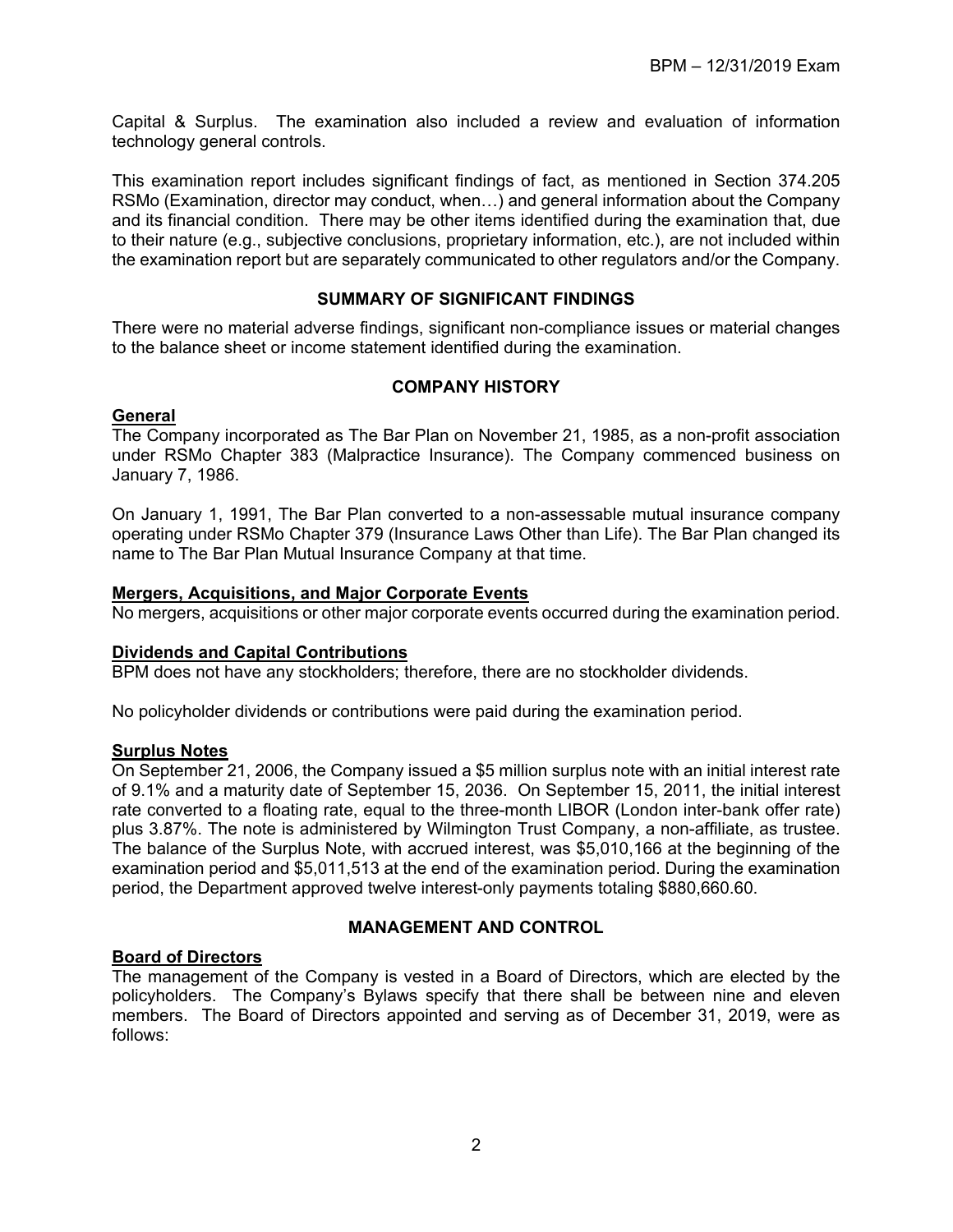Capital & Surplus. The examination also included a review and evaluation of information technology general controls.

This examination report includes significant findings of fact, as mentioned in Section 374.205 RSMo (Examination, director may conduct, when…) and general information about the Company and its financial condition. There may be other items identified during the examination that, due to their nature (e.g., subjective conclusions, proprietary information, etc.), are not included within the examination report but are separately communicated to other regulators and/or the Company.

## SUMMARY OF SIGNIFICANT FINDINGS

There were no material adverse findings, significant non-compliance issues or material changes to the balance sheet or income statement identified during the examination.

## COMPANY HISTORY

### General

The Company incorporated as The Bar Plan on November 21, 1985, as a non-profit association under RSMo Chapter 383 (Malpractice Insurance). The Company commenced business on January 7, 1986.

On January 1, 1991, The Bar Plan converted to a non-assessable mutual insurance company operating under RSMo Chapter 379 (Insurance Laws Other than Life). The Bar Plan changed its name to The Bar Plan Mutual Insurance Company at that time.

### Mergers, Acquisitions, and Major Corporate Events

No mergers, acquisitions or other major corporate events occurred during the examination period.

### Dividends and Capital Contributions

BPM does not have any stockholders; therefore, there are no stockholder dividends.

No policyholder dividends or contributions were paid during the examination period.

### Surplus Notes

On September 21, 2006, the Company issued a $5 million surplus note with an initial interest rate of 9.1% and a maturity date of September 15, 2036. On September 15, 2011, the initial interest rate converted to a floating rate, equal to the three-month LIBOR (London inter-bank offer rate) plus 3.87%. The note is administered by Wilmington Trust Company, a non-affiliate, as trustee. The balance of the Surplus Note, with accrued interest, was $5,010,166 at the beginning of the examination period and $5,011,513 at the end of the examination period. During the examination period, the Department approved twelve interest-only payments totaling $880,660.60.

## MANAGEMENT AND CONTROL

### Board of Directors

The management of the Company is vested in a Board of Directors, which are elected by the policyholders. The Company's Bylaws specify that there shall be between nine and eleven members. The Board of Directors appointed and serving as of December 31, 2019, were as follows: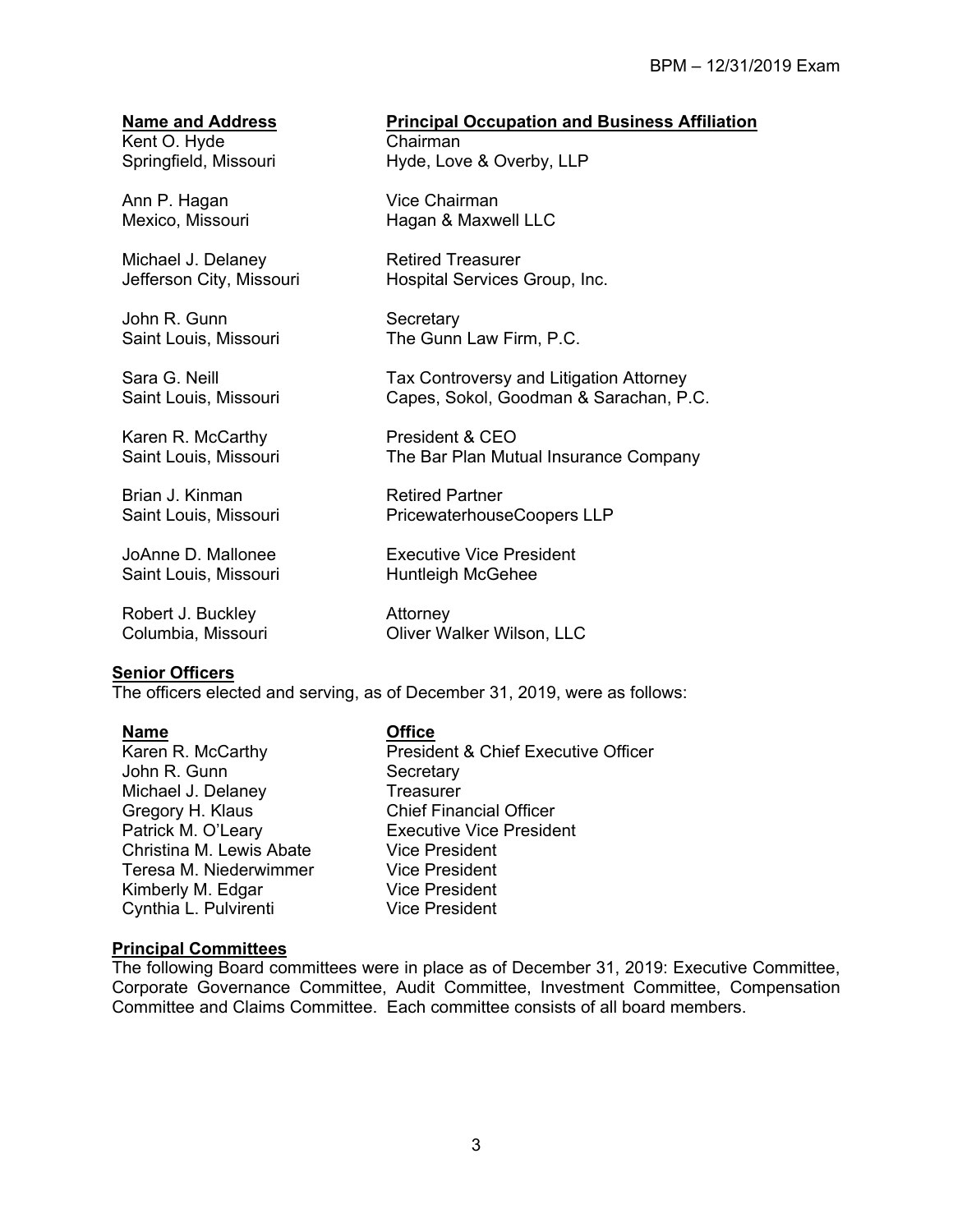| Name and Address | Principal Occupation and Business Affiliation |
|---|---|
| Kent O. Hyde<br>Springfield, Missouri | Chairman<br>Hyde, Love & Overby, LLP |
| Ann P. Hagan<br>Mexico, Missouri | Vice Chairman<br>Hagan & Maxwell LLC |
| Michael J. Delaney<br>Jefferson City, Missouri | Retired Treasurer<br>Hospital Services Group, Inc. |
| John R. Gunn<br>Saint Louis, Missouri | Secretary<br>The Gunn Law Firm, P.C. |
| Sara G. Neill<br>Saint Louis, Missouri | Tax Controversy and Litigation Attorney<br>Capes, Sokol, Goodman & Sarachan, P.C. |
| Karen R. McCarthy<br>Saint Louis, Missouri | President & CEO<br>The Bar Plan Mutual Insurance Company |
| Brian J. Kinman<br>Saint Louis, Missouri | Retired Partner<br>PricewaterhouseCoopers LLP |
| JoAnne D. Mallonee<br>Saint Louis, Missouri | Executive Vice President<br>Huntleigh McGehee |
| Robert J. Buckley<br>Columbia, Missouri | Attorney<br>Oliver Walker Wilson, LLC |

## Senior Officers

The officers elected and serving, as of December 31, 2019, were as follows:

| Name | Office |
|---|---|
| Karen R. McCarthy | President & Chief Executive Officer |
| John R. Gunn | Secretary |
| Michael J. Delaney | Treasurer |
| Gregory H. Klaus | Chief Financial Officer |
| Patrick M. O'Leary | Executive Vice President |
| Christina M. Lewis Abate | Vice President |
| Teresa M. Niederwimmer | Vice President |
| Kimberly M. Edgar | Vice President |
| Cynthia L. Pulvirenti | Vice President |

## Principal Committees

The following Board committees were in place as of December 31, 2019: Executive Committee, Corporate Governance Committee, Audit Committee, Investment Committee, Compensation Committee and Claims Committee. Each committee consists of all board members.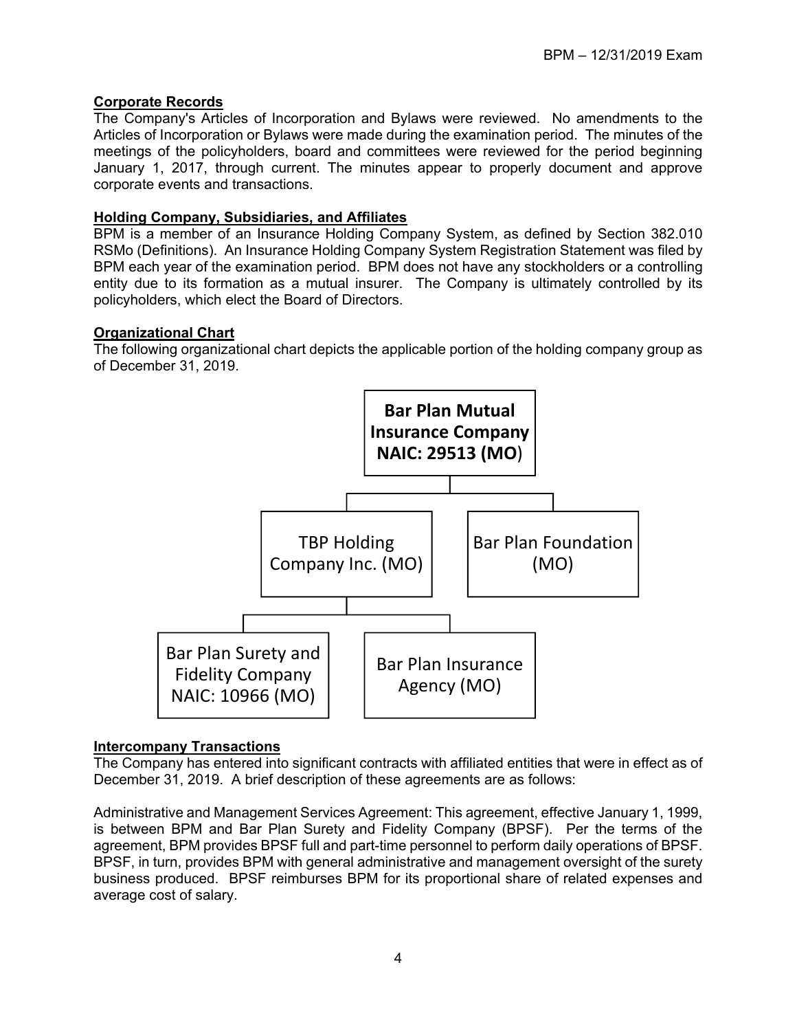**Corporate Records**

The Company's Articles of Incorporation and Bylaws were reviewed. No amendments to the Articles of Incorporation or Bylaws were made during the examination period. The minutes of the meetings of the policyholders, board and committees were reviewed for the period beginning January 1, 2017, through current. The minutes appear to properly document and approve corporate events and transactions.

**Holding Company, Subsidiaries, and Affiliates**

BPM is a member of an Insurance Holding Company System, as defined by Section 382.010 RSMo (Definitions). An Insurance Holding Company System Registration Statement was filed by BPM each year of the examination period. BPM does not have any stockholders or a controlling entity due to its formation as a mutual insurer. The Company is ultimately controlled by its policyholders, which elect the Board of Directors.

**Organizational Chart**

The following organizational chart depicts the applicable portion of the holding company group as of December 31, 2019.

- **Bar Plan Mutual Insurance Company NAIC: 29513 (MO)**
  - TBP Holding Company Inc. (MO)
    - Bar Plan Surety and Fidelity Company NAIC: 10966 (MO)
    - Bar Plan Insurance Agency (MO)
  - Bar Plan Foundation (MO)

**Intercompany Transactions**

The Company has entered into significant contracts with affiliated entities that were in effect as of December 31, 2019. A brief description of these agreements are as follows:

Administrative and Management Services Agreement: This agreement, effective January 1, 1999, is between BPM and Bar Plan Surety and Fidelity Company (BPSF). Per the terms of the agreement, BPM provides BPSF full and part-time personnel to perform daily operations of BPSF. BPSF, in turn, provides BPM with general administrative and management oversight of the surety business produced. BPSF reimburses BPM for its proportional share of related expenses and average cost of salary.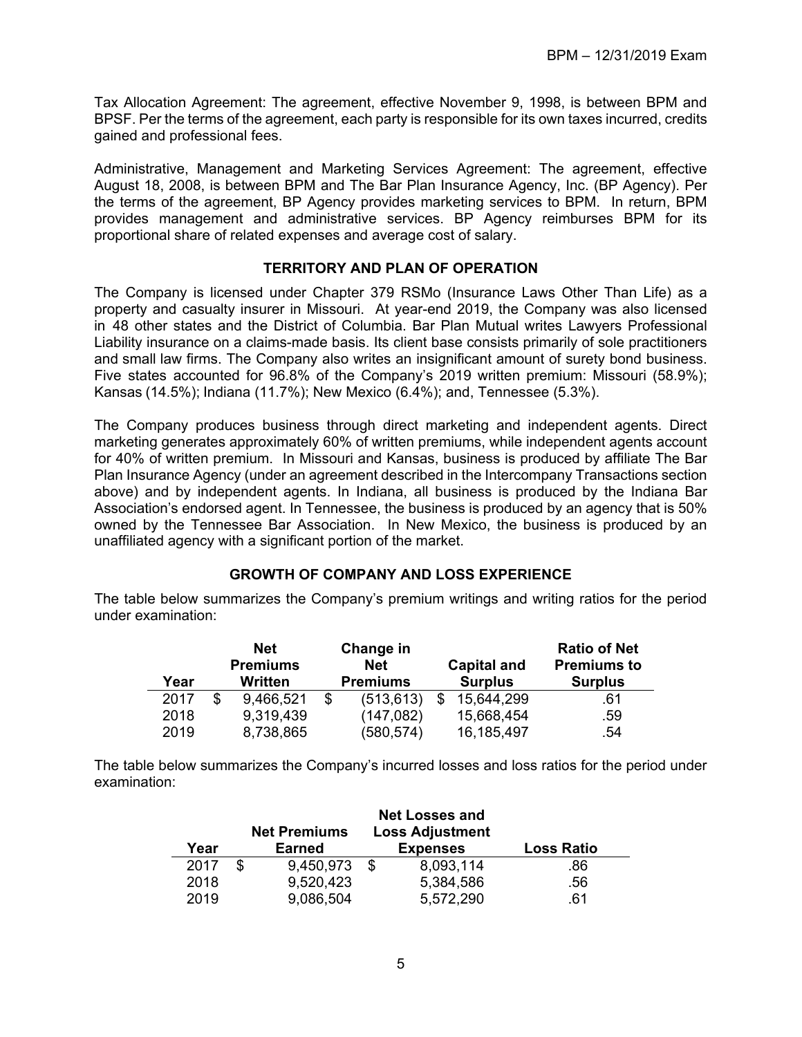Tax Allocation Agreement: The agreement, effective November 9, 1998, is between BPM and BPSF. Per the terms of the agreement, each party is responsible for its own taxes incurred, credits gained and professional fees.

Administrative, Management and Marketing Services Agreement: The agreement, effective August 18, 2008, is between BPM and The Bar Plan Insurance Agency, Inc. (BP Agency). Per the terms of the agreement, BP Agency provides marketing services to BPM. In return, BPM provides management and administrative services. BP Agency reimburses BPM for its proportional share of related expenses and average cost of salary.

## TERRITORY AND PLAN OF OPERATION

The Company is licensed under Chapter 379 RSMo (Insurance Laws Other Than Life) as a property and casualty insurer in Missouri. At year-end 2019, the Company was also licensed in 48 other states and the District of Columbia. Bar Plan Mutual writes Lawyers Professional Liability insurance on a claims-made basis. Its client base consists primarily of sole practitioners and small law firms. The Company also writes an insignificant amount of surety bond business. Five states accounted for 96.8% of the Company's 2019 written premium: Missouri (58.9%); Kansas (14.5%); Indiana (11.7%); New Mexico (6.4%); and, Tennessee (5.3%).

The Company produces business through direct marketing and independent agents. Direct marketing generates approximately 60% of written premiums, while independent agents account for 40% of written premium. In Missouri and Kansas, business is produced by affiliate The Bar Plan Insurance Agency (under an agreement described in the Intercompany Transactions section above) and by independent agents. In Indiana, all business is produced by the Indiana Bar Association's endorsed agent. In Tennessee, the business is produced by an agency that is 50% owned by the Tennessee Bar Association. In New Mexico, the business is produced by an unaffiliated agency with a significant portion of the market.

## GROWTH OF COMPANY AND LOSS EXPERIENCE

The table below summarizes the Company's premium writings and writing ratios for the period under examination:

| Year | Net Premiums Written | Change in Net Premiums | Capital and Surplus | Ratio of Net Premiums to Surplus |
|---|---|---|---|---|
| 2017 | $ 9,466,521 | $ (513,613) | $ 15,644,299 | .61 |
| 2018 | 9,319,439 | (147,082) | 15,668,454 | .59 |
| 2019 | 8,738,865 | (580,574) | 16,185,497 | .54 |

The table below summarizes the Company's incurred losses and loss ratios for the period under examination:

| Year | Net Premiums Earned | Net Losses and Loss Adjustment Expenses | Loss Ratio |
|---|---|---|---|
| 2017 | $ 9,450,973 | $ 8,093,114 | .86 |
| 2018 | 9,520,423 | 5,384,586 | .56 |
| 2019 | 9,086,504 | 5,572,290 | .61 |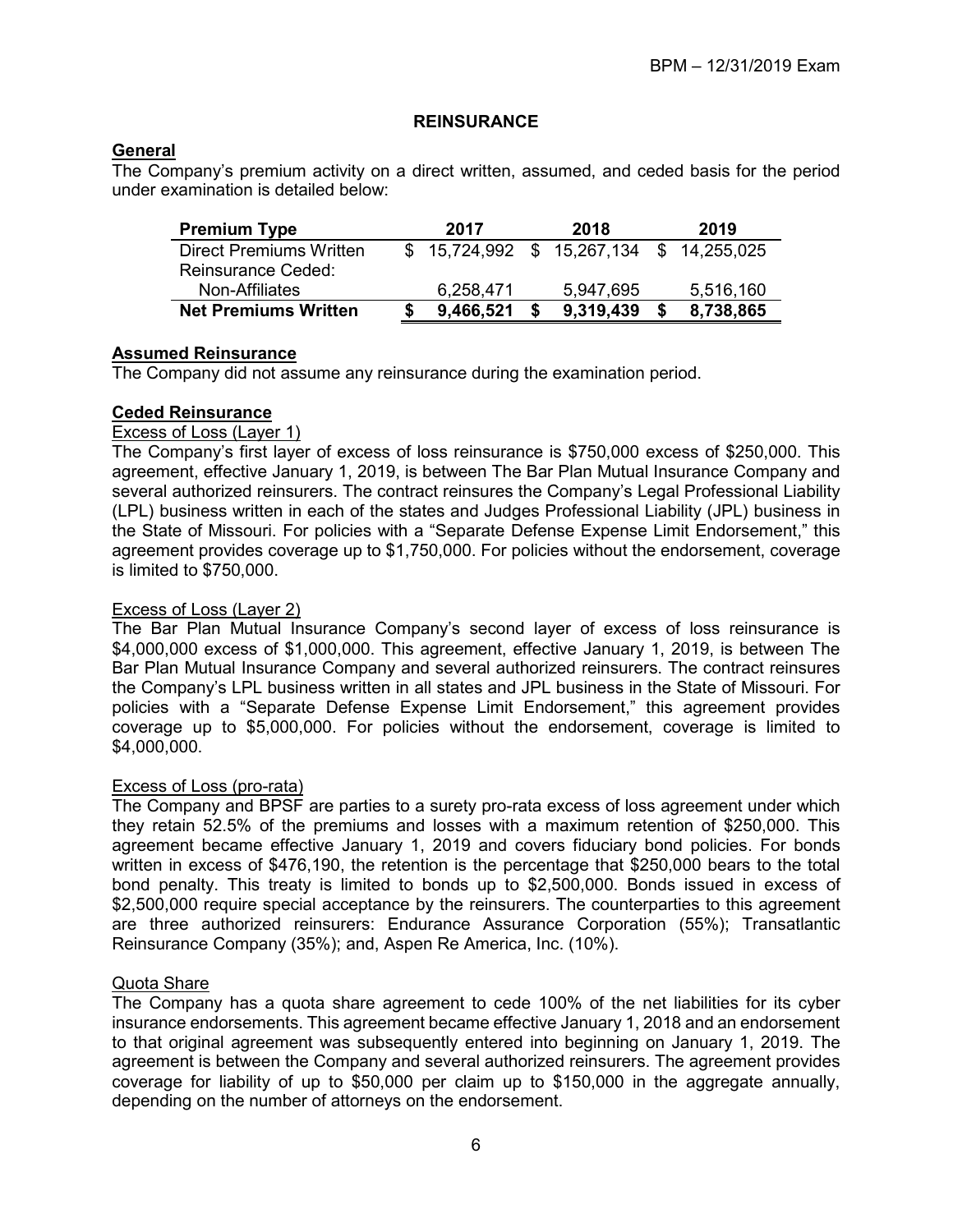## REINSURANCE

### General

The Company's premium activity on a direct written, assumed, and ceded basis for the period under examination is detailed below:

| Premium Type | 2017 | 2018 | 2019 |
|---|---|---|---|
| Direct Premiums Written | $ 15,724,992 | $ 15,267,134 | $ 14,255,025 |
| Reinsurance Ceded: | | | |
| Non-Affiliates | 6,258,471 | 5,947,695 | 5,516,160 |
| **Net Premiums Written** | **$ 9,466,521** | **$ 9,319,439** | **$ 8,738,865** |

### Assumed Reinsurance

The Company did not assume any reinsurance during the examination period.

### Ceded Reinsurance

Excess of Loss (Layer 1)

The Company's first layer of excess of loss reinsurance is $750,000 excess of $250,000. This agreement, effective January 1, 2019, is between The Bar Plan Mutual Insurance Company and several authorized reinsurers. The contract reinsures the Company's Legal Professional Liability (LPL) business written in each of the states and Judges Professional Liability (JPL) business in the State of Missouri. For policies with a "Separate Defense Expense Limit Endorsement," this agreement provides coverage up to $1,750,000. For policies without the endorsement, coverage is limited to $750,000.

Excess of Loss (Layer 2)

The Bar Plan Mutual Insurance Company's second layer of excess of loss reinsurance is $4,000,000 excess of $1,000,000. This agreement, effective January 1, 2019, is between The Bar Plan Mutual Insurance Company and several authorized reinsurers. The contract reinsures the Company's LPL business written in all states and JPL business in the State of Missouri. For policies with a "Separate Defense Expense Limit Endorsement," this agreement provides coverage up to $5,000,000. For policies without the endorsement, coverage is limited to $4,000,000.

Excess of Loss (pro-rata)

The Company and BPSF are parties to a surety pro-rata excess of loss agreement under which they retain 52.5% of the premiums and losses with a maximum retention of $250,000. This agreement became effective January 1, 2019 and covers fiduciary bond policies. For bonds written in excess of $476,190, the retention is the percentage that $250,000 bears to the total bond penalty. This treaty is limited to bonds up to $2,500,000. Bonds issued in excess of $2,500,000 require special acceptance by the reinsurers. The counterparties to this agreement are three authorized reinsurers: Endurance Assurance Corporation (55%); Transatlantic Reinsurance Company (35%); and, Aspen Re America, Inc. (10%).

Quota Share

The Company has a quota share agreement to cede 100% of the net liabilities for its cyber insurance endorsements. This agreement became effective January 1, 2018 and an endorsement to that original agreement was subsequently entered into beginning on January 1, 2019. The agreement is between the Company and several authorized reinsurers. The agreement provides coverage for liability of up to $50,000 per claim up to $150,000 in the aggregate annually, depending on the number of attorneys on the endorsement.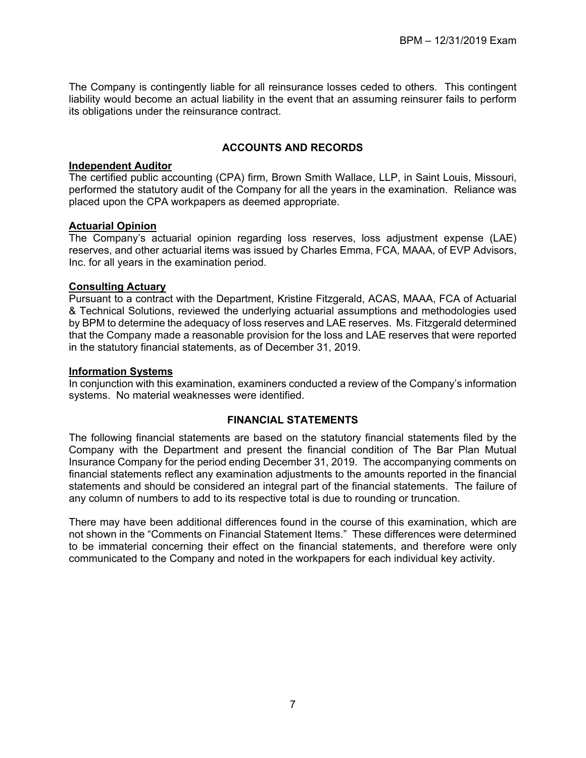The Company is contingently liable for all reinsurance losses ceded to others. This contingent liability would become an actual liability in the event that an assuming reinsurer fails to perform its obligations under the reinsurance contract.

## ACCOUNTS AND RECORDS

**Independent Auditor**

The certified public accounting (CPA) firm, Brown Smith Wallace, LLP, in Saint Louis, Missouri, performed the statutory audit of the Company for all the years in the examination. Reliance was placed upon the CPA workpapers as deemed appropriate.

**Actuarial Opinion**

The Company's actuarial opinion regarding loss reserves, loss adjustment expense (LAE) reserves, and other actuarial items was issued by Charles Emma, FCA, MAAA, of EVP Advisors, Inc. for all years in the examination period.

**Consulting Actuary**

Pursuant to a contract with the Department, Kristine Fitzgerald, ACAS, MAAA, FCA of Actuarial & Technical Solutions, reviewed the underlying actuarial assumptions and methodologies used by BPM to determine the adequacy of loss reserves and LAE reserves. Ms. Fitzgerald determined that the Company made a reasonable provision for the loss and LAE reserves that were reported in the statutory financial statements, as of December 31, 2019.

**Information Systems**

In conjunction with this examination, examiners conducted a review of the Company's information systems. No material weaknesses were identified.

## FINANCIAL STATEMENTS

The following financial statements are based on the statutory financial statements filed by the Company with the Department and present the financial condition of The Bar Plan Mutual Insurance Company for the period ending December 31, 2019. The accompanying comments on financial statements reflect any examination adjustments to the amounts reported in the financial statements and should be considered an integral part of the financial statements. The failure of any column of numbers to add to its respective total is due to rounding or truncation.

There may have been additional differences found in the course of this examination, which are not shown in the "Comments on Financial Statement Items." These differences were determined to be immaterial concerning their effect on the financial statements, and therefore were only communicated to the Company and noted in the workpapers for each individual key activity.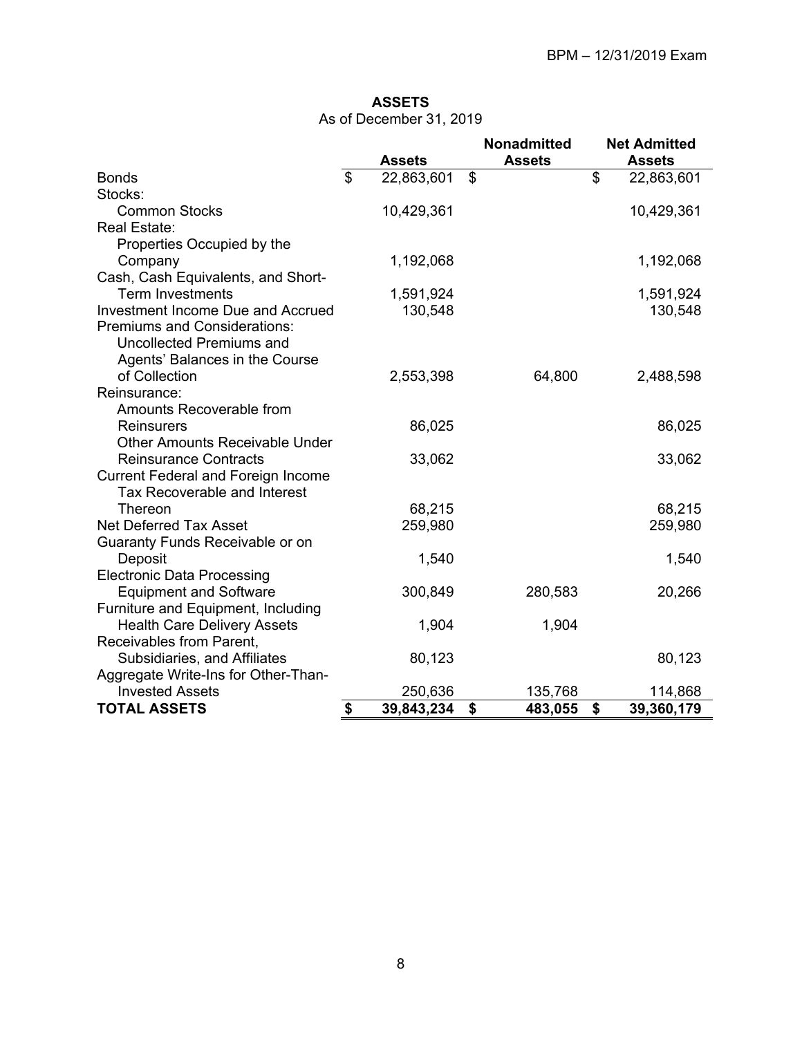**ASSETS**
As of December 31, 2019

| | Assets | Nonadmitted Assets | Net Admitted Assets |
|---|---|---|---|
| Bonds | $ 22,863,601 | $ | $ 22,863,601 |
| Stocks: | | | |
| Common Stocks | 10,429,361 | | 10,429,361 |
| Real Estate: | | | |
| Properties Occupied by the Company | 1,192,068 | | 1,192,068 |
| Cash, Cash Equivalents, and Short-Term Investments | 1,591,924 | | 1,591,924 |
| Investment Income Due and Accrued | 130,548 | | 130,548 |
| Premiums and Considerations: | | | |
| Uncollected Premiums and Agents' Balances in the Course of Collection | 2,553,398 | 64,800 | 2,488,598 |
| Reinsurance: | | | |
| Amounts Recoverable from Reinsurers | 86,025 | | 86,025 |
| Other Amounts Receivable Under Reinsurance Contracts | 33,062 | | 33,062 |
| Current Federal and Foreign Income Tax Recoverable and Interest Thereon | 68,215 | | 68,215 |
| Net Deferred Tax Asset | 259,980 | | 259,980 |
| Guaranty Funds Receivable or on Deposit | 1,540 | | 1,540 |
| Electronic Data Processing Equipment and Software | 300,849 | 280,583 | 20,266 |
| Furniture and Equipment, Including Health Care Delivery Assets | 1,904 | 1,904 | |
| Receivables from Parent, Subsidiaries, and Affiliates | 80,123 | | 80,123 |
| Aggregate Write-Ins for Other-Than-Invested Assets | 250,636 | 135,768 | 114,868 |
| **TOTAL ASSETS** | **$ 39,843,234** | **$ 483,055** | **$ 39,360,179** |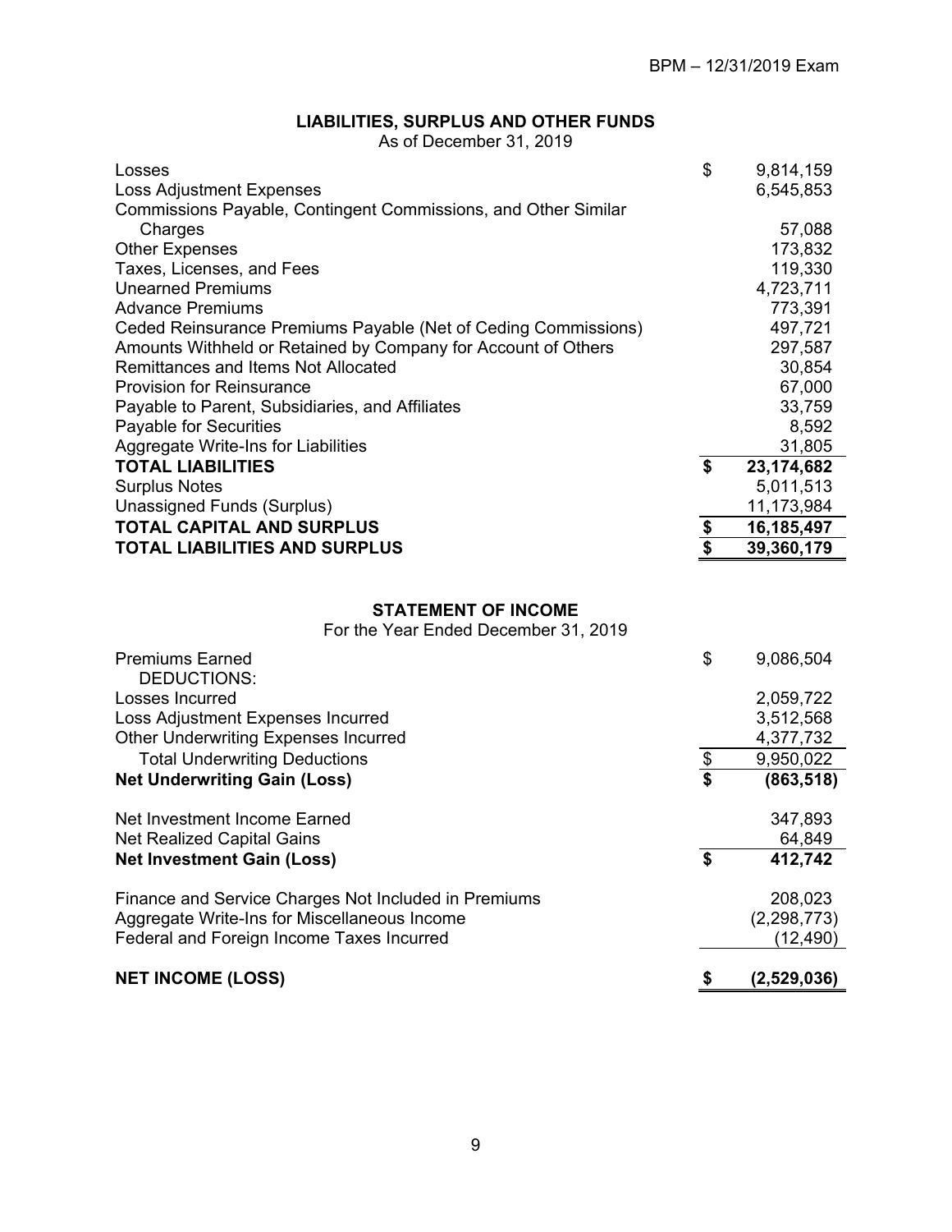## LIABILITIES, SURPLUS AND OTHER FUNDS

As of December 31, 2019

| | |
|---|---|
| Losses | $ 9,814,159 |
| Loss Adjustment Expenses | 6,545,853 |
| Commissions Payable, Contingent Commissions, and Other Similar Charges | 57,088 |
| Other Expenses | 173,832 |
| Taxes, Licenses, and Fees | 119,330 |
| Unearned Premiums | 4,723,711 |
| Advance Premiums | 773,391 |
| Ceded Reinsurance Premiums Payable (Net of Ceding Commissions) | 497,721 |
| Amounts Withheld or Retained by Company for Account of Others | 297,587 |
| Remittances and Items Not Allocated | 30,854 |
| Provision for Reinsurance | 67,000 |
| Payable to Parent, Subsidiaries, and Affiliates | 33,759 |
| Payable for Securities | 8,592 |
| Aggregate Write-Ins for Liabilities | 31,805 |
| **TOTAL LIABILITIES** | **$ 23,174,682** |
| Surplus Notes | 5,011,513 |
| Unassigned Funds (Surplus) | 11,173,984 |
| **TOTAL CAPITAL AND SURPLUS** | **$ 16,185,497** |
| **TOTAL LIABILITIES AND SURPLUS** | **$ 39,360,179** |

## STATEMENT OF INCOME

For the Year Ended December 31, 2019

| | |
|---|---|
| Premiums Earned | $ 9,086,504 |
| DEDUCTIONS: | |
| Losses Incurred | 2,059,722 |
| Loss Adjustment Expenses Incurred | 3,512,568 |
| Other Underwriting Expenses Incurred | 4,377,732 |
| Total Underwriting Deductions | $ 9,950,022 |
| **Net Underwriting Gain (Loss)** | **$ (863,518)** |
| | |
| Net Investment Income Earned | 347,893 |
| Net Realized Capital Gains | 64,849 |
| **Net Investment Gain (Loss)** | **$ 412,742** |
| | |
| Finance and Service Charges Not Included in Premiums | 208,023 |
| Aggregate Write-Ins for Miscellaneous Income | (2,298,773) |
| Federal and Foreign Income Taxes Incurred | (12,490) |
| | |
| **NET INCOME (LOSS)** | **$ (2,529,036)** |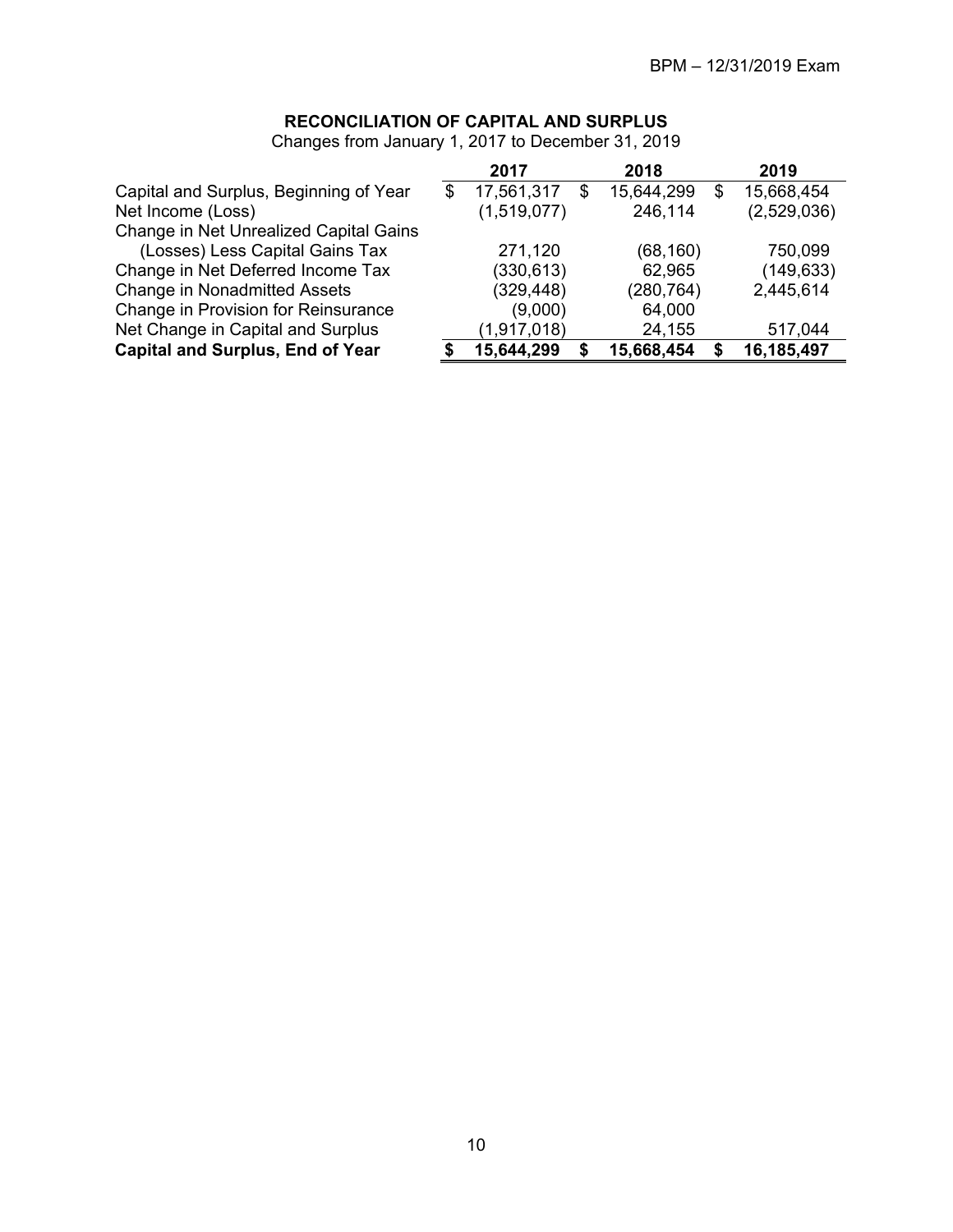## RECONCILIATION OF CAPITAL AND SURPLUS

Changes from January 1, 2017 to December 31, 2019

| | 2017 | 2018 | 2019 |
|---|---|---|---|
| Capital and Surplus, Beginning of Year | $ 17,561,317 | $ 15,644,299 | $ 15,668,454 |
| Net Income (Loss) | (1,519,077) | 246,114 | (2,529,036) |
| Change in Net Unrealized Capital Gains (Losses) Less Capital Gains Tax | 271,120 | (68,160) | 750,099 |
| Change in Net Deferred Income Tax | (330,613) | 62,965 | (149,633) |
| Change in Nonadmitted Assets | (329,448) | (280,764) | 2,445,614 |
| Change in Provision for Reinsurance | (9,000) | 64,000 | |
| Net Change in Capital and Surplus | (1,917,018) | 24,155 | 517,044 |
| **Capital and Surplus, End of Year** | **$ 15,644,299** | **$ 15,668,454** | **$ 16,185,497** |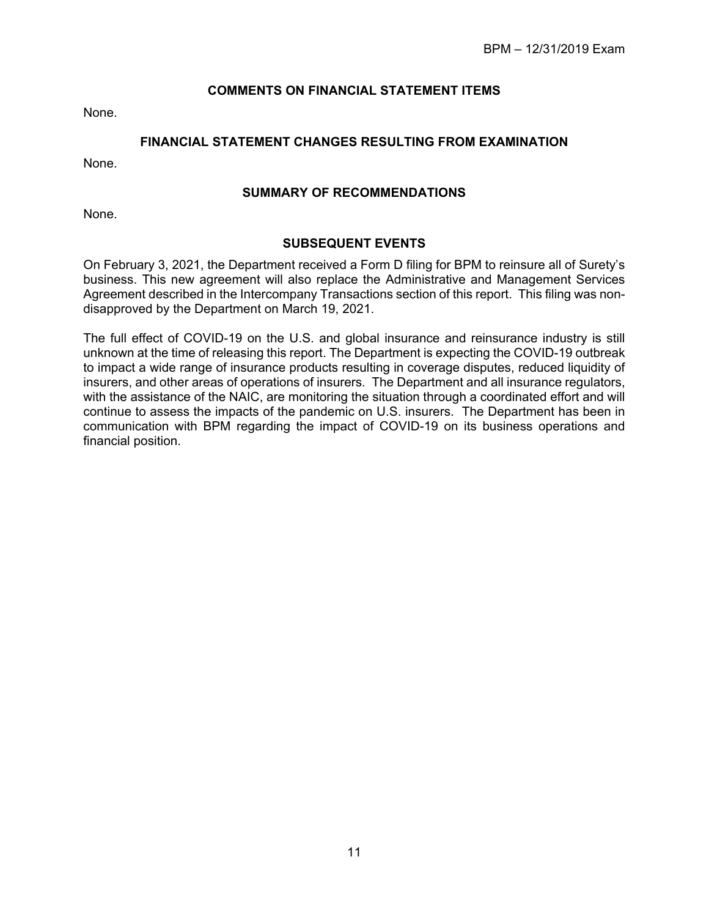## COMMENTS ON FINANCIAL STATEMENT ITEMS

None.

## FINANCIAL STATEMENT CHANGES RESULTING FROM EXAMINATION

None.

## SUMMARY OF RECOMMENDATIONS

None.

## SUBSEQUENT EVENTS

On February 3, 2021, the Department received a Form D filing for BPM to reinsure all of Surety's business. This new agreement will also replace the Administrative and Management Services Agreement described in the Intercompany Transactions section of this report. This filing was non-disapproved by the Department on March 19, 2021.

The full effect of COVID-19 on the U.S. and global insurance and reinsurance industry is still unknown at the time of releasing this report. The Department is expecting the COVID-19 outbreak to impact a wide range of insurance products resulting in coverage disputes, reduced liquidity of insurers, and other areas of operations of insurers. The Department and all insurance regulators, with the assistance of the NAIC, are monitoring the situation through a coordinated effort and will continue to assess the impacts of the pandemic on U.S. insurers. The Department has been in communication with BPM regarding the impact of COVID-19 on its business operations and financial position.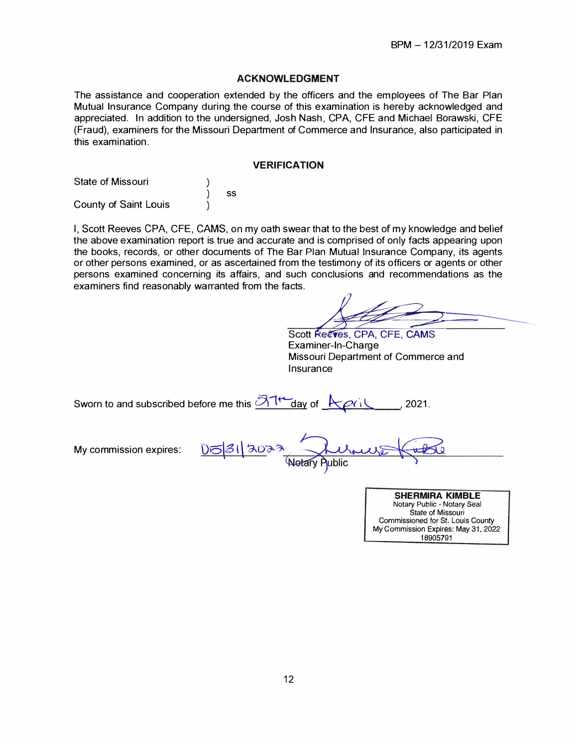## ACKNOWLEDGMENT

The assistance and cooperation extended by the officers and the employees of The Bar Plan Mutual Insurance Company during the course of this examination is hereby acknowledged and appreciated. In addition to the undersigned, Josh Nash, CPA, CFE and Michael Borawski, CFE (Fraud), examiners for the Missouri Department of Commerce and Insurance, also participated in this examination.

## VERIFICATION

State of Missouri )
) ss
County of Saint Louis )

I, Scott Reeves CPA, CFE, CAMS, on my oath swear that to the best of my knowledge and belief the above examination report is true and accurate and is comprised of only facts appearing upon the books, records, or other documents of The Bar Plan Mutual Insurance Company, its agents or other persons examined, or as ascertained from the testimony of its officers or agents or other persons examined concerning its affairs, and such conclusions and recommendations as the examiners find reasonably warranted from the facts.

Scott Reeves, CPA, CFE, CAMS
Examiner-In-Charge
Missouri Department of Commerce and Insurance

Sworn to and subscribed before me this 27th day of April, 2021.

My commission expires: 05/31/2022 Notary Public

SHERMIRA KIMBLE
Notary Public - Notary Seal
State of Missouri
Commissioned for St. Louis County
My Commission Expires: May 31, 2022
18905791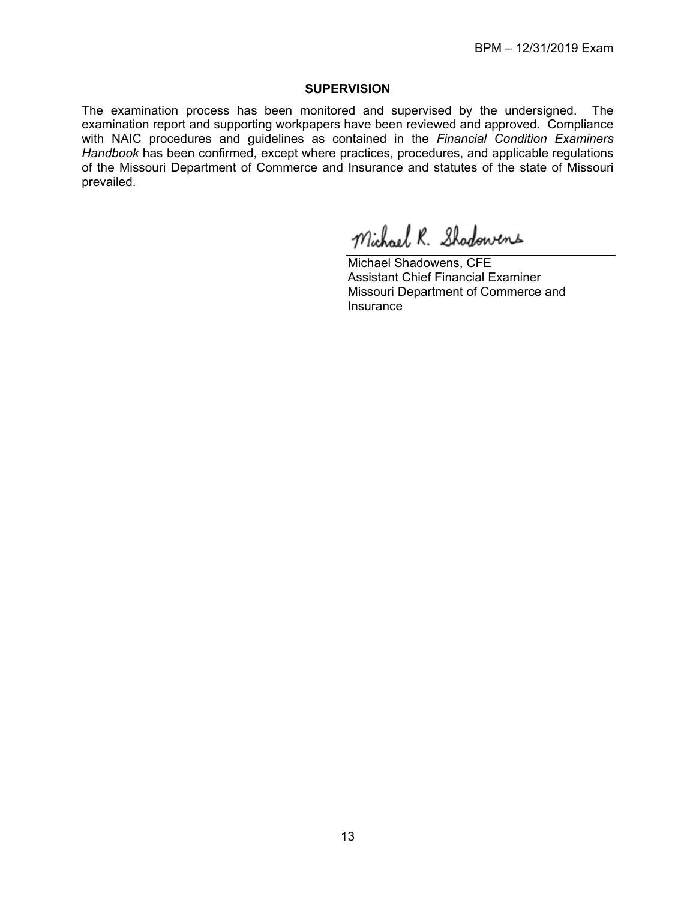## SUPERVISION

The examination process has been monitored and supervised by the undersigned. The examination report and supporting workpapers have been reviewed and approved. Compliance with NAIC procedures and guidelines as contained in the *Financial Condition Examiners Handbook* has been confirmed, except where practices, procedures, and applicable regulations of the Missouri Department of Commerce and Insurance and statutes of the state of Missouri prevailed.

Michael R. Shadowens

Michael Shadowens, CFE
Assistant Chief Financial Examiner
Missouri Department of Commerce and Insurance